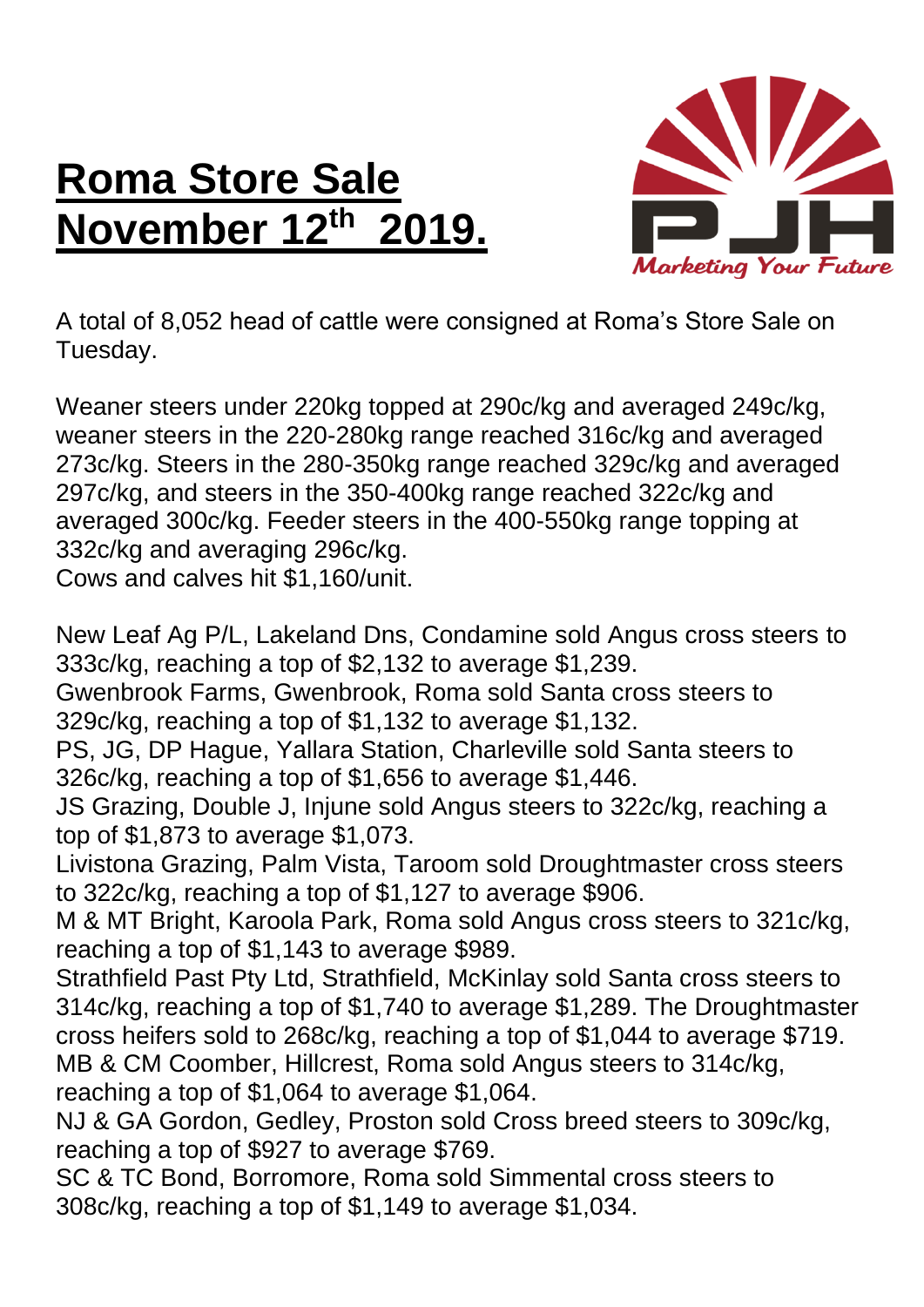# Roma Store Sale November 12th 2019.

A total of 8,052 head of cattle were consigned at Roma's Store Sale on Tuesday.

Weaner steers under 220kg topped at 290c/kg and averaged 249c/kg, weaner steers in the 220-280kg range reached 316c/kg and averaged 273c/kg. Steers in the 280-350kg range reached 329c/kg and averaged 297c/kg, and steers in the 350-400kg range reached 322c/kg and averaged 300c/kg. Feeder steers in the 400-550kg range topping at 332c/kg and averaging 296c/kg.
Cows and calves hit $1,160/unit.

New Leaf Ag P/L, Lakeland Dns, Condamine sold Angus cross steers to 333c/kg, reaching a top of $2,132 to average $1,239.
Gwenbrook Farms, Gwenbrook, Roma sold Santa cross steers to 329c/kg, reaching a top of $1,132 to average $1,132.
PS, JG, DP Hague, Yallara Station, Charleville sold Santa steers to 326c/kg, reaching a top of $1,656 to average $1,446.
JS Grazing, Double J, Injune sold Angus steers to 322c/kg, reaching a top of $1,873 to average $1,073.
Livistona Grazing, Palm Vista, Taroom sold Droughtmaster cross steers to 322c/kg, reaching a top of $1,127 to average $906.
M & MT Bright, Karoola Park, Roma sold Angus cross steers to 321c/kg, reaching a top of $1,143 to average $989.
Strathfield Past Pty Ltd, Strathfield, McKinlay sold Santa cross steers to 314c/kg, reaching a top of $1,740 to average $1,289. The Droughtmaster cross heifers sold to 268c/kg, reaching a top of $1,044 to average $719.
MB & CM Coomber, Hillcrest, Roma sold Angus steers to 314c/kg, reaching a top of $1,064 to average $1,064.
NJ & GA Gordon, Gedley, Proston sold Cross breed steers to 309c/kg, reaching a top of $927 to average $769.
SC & TC Bond, Borromore, Roma sold Simmental cross steers to 308c/kg, reaching a top of $1,149 to average $1,034.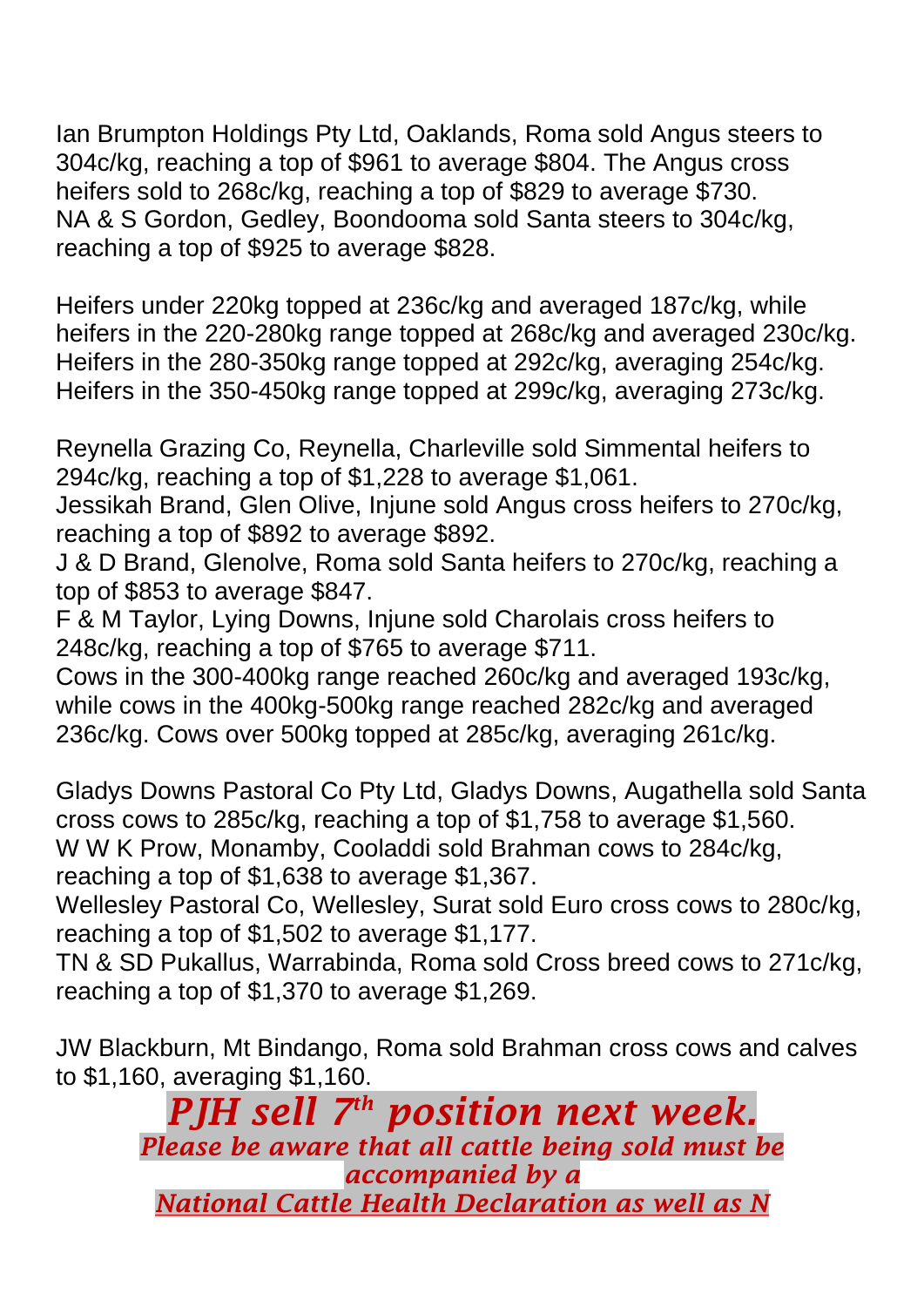Ian Brumpton Holdings Pty Ltd, Oaklands, Roma sold Angus steers to 304c/kg, reaching a top of $961 to average $804. The Angus cross heifers sold to 268c/kg, reaching a top of $829 to average $730.
NA & S Gordon, Gedley, Boondooma sold Santa steers to 304c/kg, reaching a top of $925 to average $828.

Heifers under 220kg topped at 236c/kg and averaged 187c/kg, while heifers in the 220-280kg range topped at 268c/kg and averaged 230c/kg. Heifers in the 280-350kg range topped at 292c/kg, averaging 254c/kg. Heifers in the 350-450kg range topped at 299c/kg, averaging 273c/kg.

Reynella Grazing Co, Reynella, Charleville sold Simmental heifers to 294c/kg, reaching a top of $1,228 to average $1,061.
Jessikah Brand, Glen Olive, Injune sold Angus cross heifers to 270c/kg, reaching a top of $892 to average $892.
J & D Brand, Glenolve, Roma sold Santa heifers to 270c/kg, reaching a top of $853 to average $847.
F & M Taylor, Lying Downs, Injune sold Charolais cross heifers to 248c/kg, reaching a top of $765 to average $711.
Cows in the 300-400kg range reached 260c/kg and averaged 193c/kg, while cows in the 400kg-500kg range reached 282c/kg and averaged 236c/kg. Cows over 500kg topped at 285c/kg, averaging 261c/kg.

Gladys Downs Pastoral Co Pty Ltd, Gladys Downs, Augathella sold Santa cross cows to 285c/kg, reaching a top of $1,758 to average $1,560.
W W K Prow, Monamby, Cooladdi sold Brahman cows to 284c/kg, reaching a top of $1,638 to average $1,367.
Wellesley Pastoral Co, Wellesley, Surat sold Euro cross cows to 280c/kg, reaching a top of $1,502 to average $1,177.
TN & SD Pukallus, Warrabinda, Roma sold Cross breed cows to 271c/kg, reaching a top of $1,370 to average $1,269.

JW Blackburn, Mt Bindango, Roma sold Brahman cross cows and calves to $1,160, averaging $1,160.

***PJH sell 7th position next week.***

***Please be aware that all cattle being sold must be accompanied by a***
***National Cattle Health Declaration as well as N***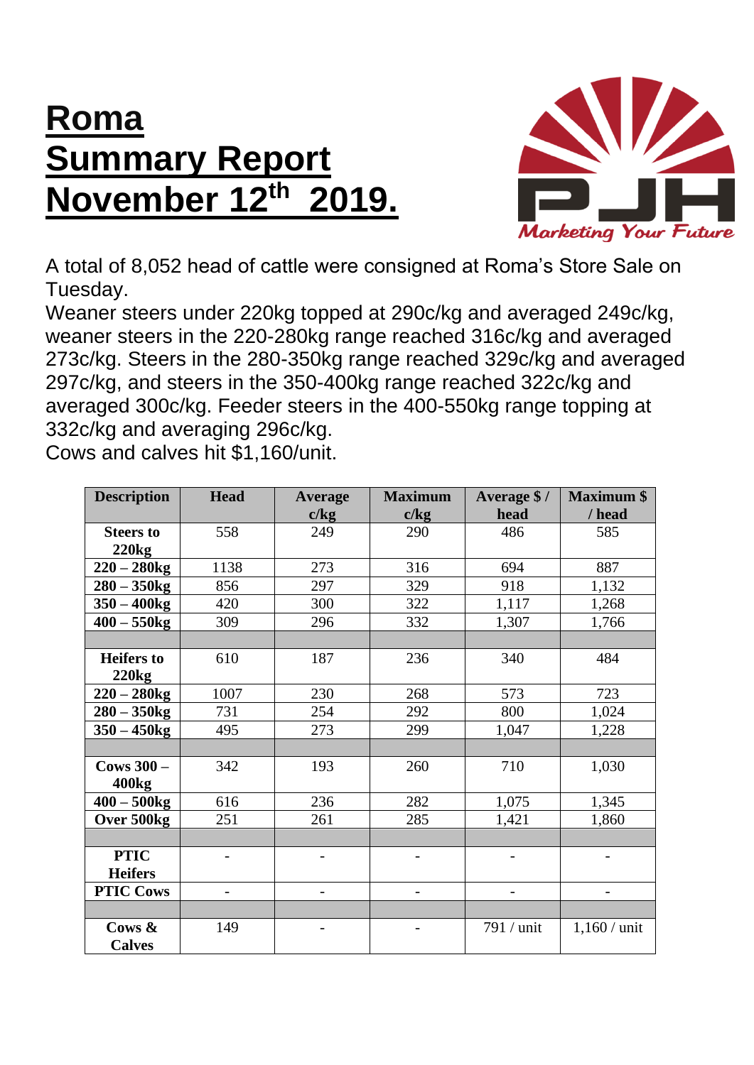# Roma Summary Report November 12th 2019.

A total of 8,052 head of cattle were consigned at Roma's Store Sale on Tuesday.

Weaner steers under 220kg topped at 290c/kg and averaged 249c/kg, weaner steers in the 220-280kg range reached 316c/kg and averaged 273c/kg. Steers in the 280-350kg range reached 329c/kg and averaged 297c/kg, and steers in the 350-400kg range reached 322c/kg and averaged 300c/kg. Feeder steers in the 400-550kg range topping at 332c/kg and averaging 296c/kg.

Cows and calves hit $1,160/unit.

| Description | Head | Average c/kg | Maximum c/kg | Average $ / head | Maximum $ / head |
|---|---|---|---|---|---|
| **Steers to 220kg** | 558 | 249 | 290 | 486 | 585 |
| **220 – 280kg** | 1138 | 273 | 316 | 694 | 887 |
| **280 – 350kg** | 856 | 297 | 329 | 918 | 1,132 |
| **350 – 400kg** | 420 | 300 | 322 | 1,117 | 1,268 |
| **400 – 550kg** | 309 | 296 | 332 | 1,307 | 1,766 |
| | | | | | |
| **Heifers to 220kg** | 610 | 187 | 236 | 340 | 484 |
| **220 – 280kg** | 1007 | 230 | 268 | 573 | 723 |
| **280 – 350kg** | 731 | 254 | 292 | 800 | 1,024 |
| **350 – 450kg** | 495 | 273 | 299 | 1,047 | 1,228 |
| | | | | | |
| **Cows 300 – 400kg** | 342 | 193 | 260 | 710 | 1,030 |
| **400 – 500kg** | 616 | 236 | 282 | 1,075 | 1,345 |
| **Over 500kg** | 251 | 261 | 285 | 1,421 | 1,860 |
| | | | | | |
| **PTIC Heifers** | - | - | - | - | - |
| **PTIC Cows** | - | - | - | - | - |
| | | | | | |
| **Cows & Calves** | 149 | - | - | 791 / unit | 1,160 / unit |